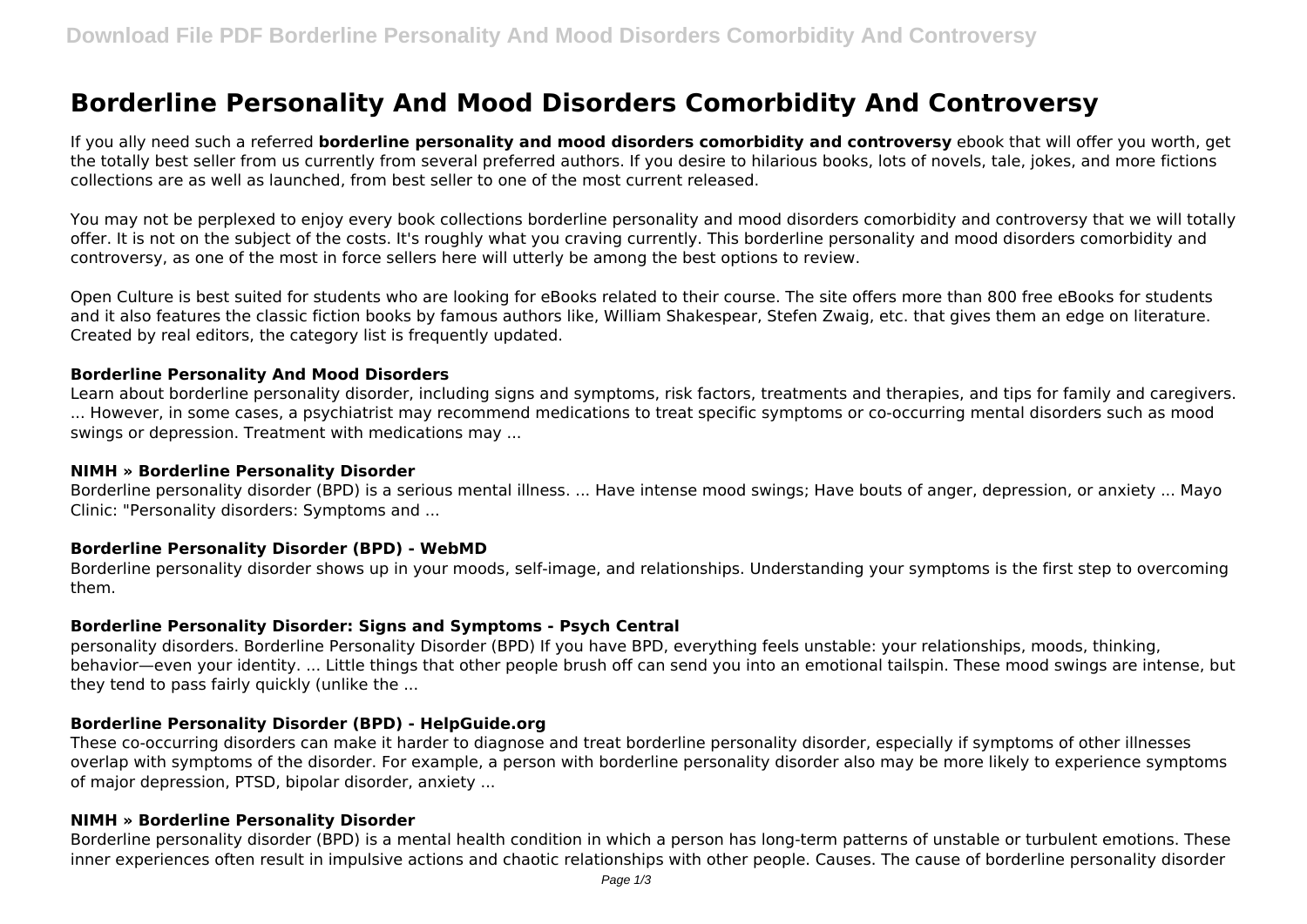# Borderline Personality And Mood Disorders Comorbidity And Controversy

If you ally need such a referred **borderline personality and mood disorders comorbidity and controversy** ebook that will offer you worth, get the totally best seller from us currently from several preferred authors. If you desire to hilarious books, lots of novels, tale, jokes, and more fictions collections are as well as launched, from best seller to one of the most current released.

You may not be perplexed to enjoy every book collections borderline personality and mood disorders comorbidity and controversy that we will totally offer. It is not on the subject of the costs. It's roughly what you craving currently. This borderline personality and mood disorders comorbidity and controversy, as one of the most in force sellers here will utterly be among the best options to review.

Open Culture is best suited for students who are looking for eBooks related to their course. The site offers more than 800 free eBooks for students and it also features the classic fiction books by famous authors like, William Shakespear, Stefen Zwaig, etc. that gives them an edge on literature. Created by real editors, the category list is frequently updated.

### Borderline Personality And Mood Disorders

Learn about borderline personality disorder, including signs and symptoms, risk factors, treatments and therapies, and tips for family and caregivers. ... However, in some cases, a psychiatrist may recommend medications to treat specific symptoms or co-occurring mental disorders such as mood swings or depression. Treatment with medications may ...

### NIMH » Borderline Personality Disorder

Borderline personality disorder (BPD) is a serious mental illness. ... Have intense mood swings; Have bouts of anger, depression, or anxiety ... Mayo Clinic: "Personality disorders: Symptoms and ...

### Borderline Personality Disorder (BPD) - WebMD

Borderline personality disorder shows up in your moods, self-image, and relationships. Understanding your symptoms is the first step to overcoming them.

### Borderline Personality Disorder: Signs and Symptoms - Psych Central

personality disorders. Borderline Personality Disorder (BPD) If you have BPD, everything feels unstable: your relationships, moods, thinking, behavior—even your identity. ... Little things that other people brush off can send you into an emotional tailspin. These mood swings are intense, but they tend to pass fairly quickly (unlike the ...

### Borderline Personality Disorder (BPD) - HelpGuide.org

These co-occurring disorders can make it harder to diagnose and treat borderline personality disorder, especially if symptoms of other illnesses overlap with symptoms of the disorder. For example, a person with borderline personality disorder also may be more likely to experience symptoms of major depression, PTSD, bipolar disorder, anxiety ...

### NIMH » Borderline Personality Disorder

Borderline personality disorder (BPD) is a mental health condition in which a person has long-term patterns of unstable or turbulent emotions. These inner experiences often result in impulsive actions and chaotic relationships with other people. Causes. The cause of borderline personality disorder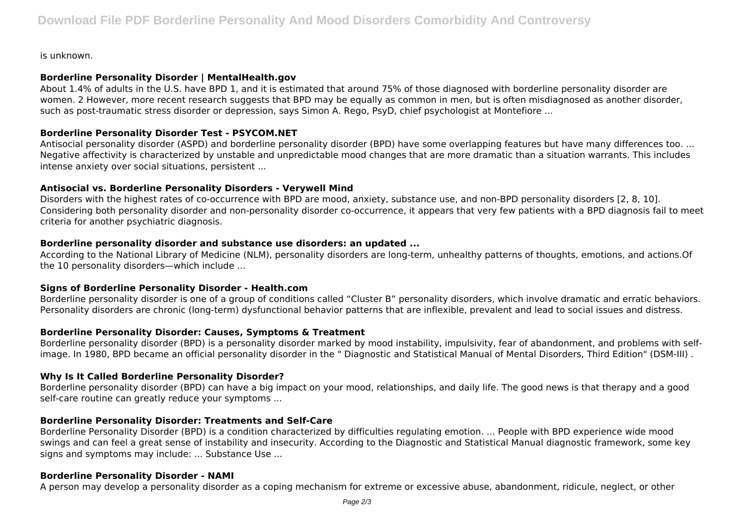is unknown.

### Borderline Personality Disorder | MentalHealth.gov

About 1.4% of adults in the U.S. have BPD 1, and it is estimated that around 75% of those diagnosed with borderline personality disorder are women. 2 However, more recent research suggests that BPD may be equally as common in men, but is often misdiagnosed as another disorder, such as post-traumatic stress disorder or depression, says Simon A. Rego, PsyD, chief psychologist at Montefiore ...

### Borderline Personality Disorder Test - PSYCOM.NET

Antisocial personality disorder (ASPD) and borderline personality disorder (BPD) have some overlapping features but have many differences too. ... Negative affectivity is characterized by unstable and unpredictable mood changes that are more dramatic than a situation warrants. This includes intense anxiety over social situations, persistent ...

### Antisocial vs. Borderline Personality Disorders - Verywell Mind

Disorders with the highest rates of co-occurrence with BPD are mood, anxiety, substance use, and non-BPD personality disorders [2, 8, 10]. Considering both personality disorder and non-personality disorder co-occurrence, it appears that very few patients with a BPD diagnosis fail to meet criteria for another psychiatric diagnosis.

### Borderline personality disorder and substance use disorders: an updated ...

According to the National Library of Medicine (NLM), personality disorders are long-term, unhealthy patterns of thoughts, emotions, and actions.Of the 10 personality disorders—which include ...

### Signs of Borderline Personality Disorder - Health.com

Borderline personality disorder is one of a group of conditions called “Cluster B” personality disorders, which involve dramatic and erratic behaviors. Personality disorders are chronic (long-term) dysfunctional behavior patterns that are inflexible, prevalent and lead to social issues and distress.

### Borderline Personality Disorder: Causes, Symptoms & Treatment

Borderline personality disorder (BPD) is a personality disorder marked by mood instability, impulsivity, fear of abandonment, and problems with self-image. In 1980, BPD became an official personality disorder in the " Diagnostic and Statistical Manual of Mental Disorders, Third Edition" (DSM-III) .

### Why Is It Called Borderline Personality Disorder?

Borderline personality disorder (BPD) can have a big impact on your mood, relationships, and daily life. The good news is that therapy and a good self-care routine can greatly reduce your symptoms ...

### Borderline Personality Disorder: Treatments and Self-Care

Borderline Personality Disorder (BPD) is a condition characterized by difficulties regulating emotion. ... People with BPD experience wide mood swings and can feel a great sense of instability and insecurity. According to the Diagnostic and Statistical Manual diagnostic framework, some key signs and symptoms may include: ... Substance Use ...

### Borderline Personality Disorder - NAMI

A person may develop a personality disorder as a coping mechanism for extreme or excessive abuse, abandonment, ridicule, neglect, or other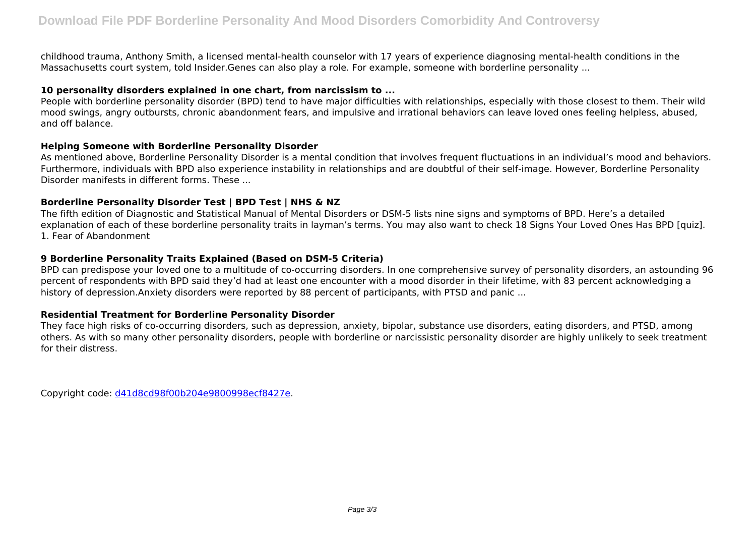childhood trauma, Anthony Smith, a licensed mental-health counselor with 17 years of experience diagnosing mental-health conditions in the Massachusetts court system, told Insider.Genes can also play a role. For example, someone with borderline personality ...

**10 personality disorders explained in one chart, from narcissism to ...**

People with borderline personality disorder (BPD) tend to have major difficulties with relationships, especially with those closest to them. Their wild mood swings, angry outbursts, chronic abandonment fears, and impulsive and irrational behaviors can leave loved ones feeling helpless, abused, and off balance.

**Helping Someone with Borderline Personality Disorder**

As mentioned above, Borderline Personality Disorder is a mental condition that involves frequent fluctuations in an individual's mood and behaviors. Furthermore, individuals with BPD also experience instability in relationships and are doubtful of their self-image. However, Borderline Personality Disorder manifests in different forms. These ...

**Borderline Personality Disorder Test | BPD Test | NHS & NZ**

The fifth edition of Diagnostic and Statistical Manual of Mental Disorders or DSM-5 lists nine signs and symptoms of BPD. Here's a detailed explanation of each of these borderline personality traits in layman's terms. You may also want to check 18 Signs Your Loved Ones Has BPD [quiz]. 1. Fear of Abandonment

**9 Borderline Personality Traits Explained (Based on DSM-5 Criteria)**

BPD can predispose your loved one to a multitude of co-occurring disorders. In one comprehensive survey of personality disorders, an astounding 96 percent of respondents with BPD said they'd had at least one encounter with a mood disorder in their lifetime, with 83 percent acknowledging a history of depression.Anxiety disorders were reported by 88 percent of participants, with PTSD and panic ...

**Residential Treatment for Borderline Personality Disorder**

They face high risks of co-occurring disorders, such as depression, anxiety, bipolar, substance use disorders, eating disorders, and PTSD, among others. As with so many other personality disorders, people with borderline or narcissistic personality disorder are highly unlikely to seek treatment for their distress.

Copyright code: d41d8cd98f00b204e9800998ecf8427e.